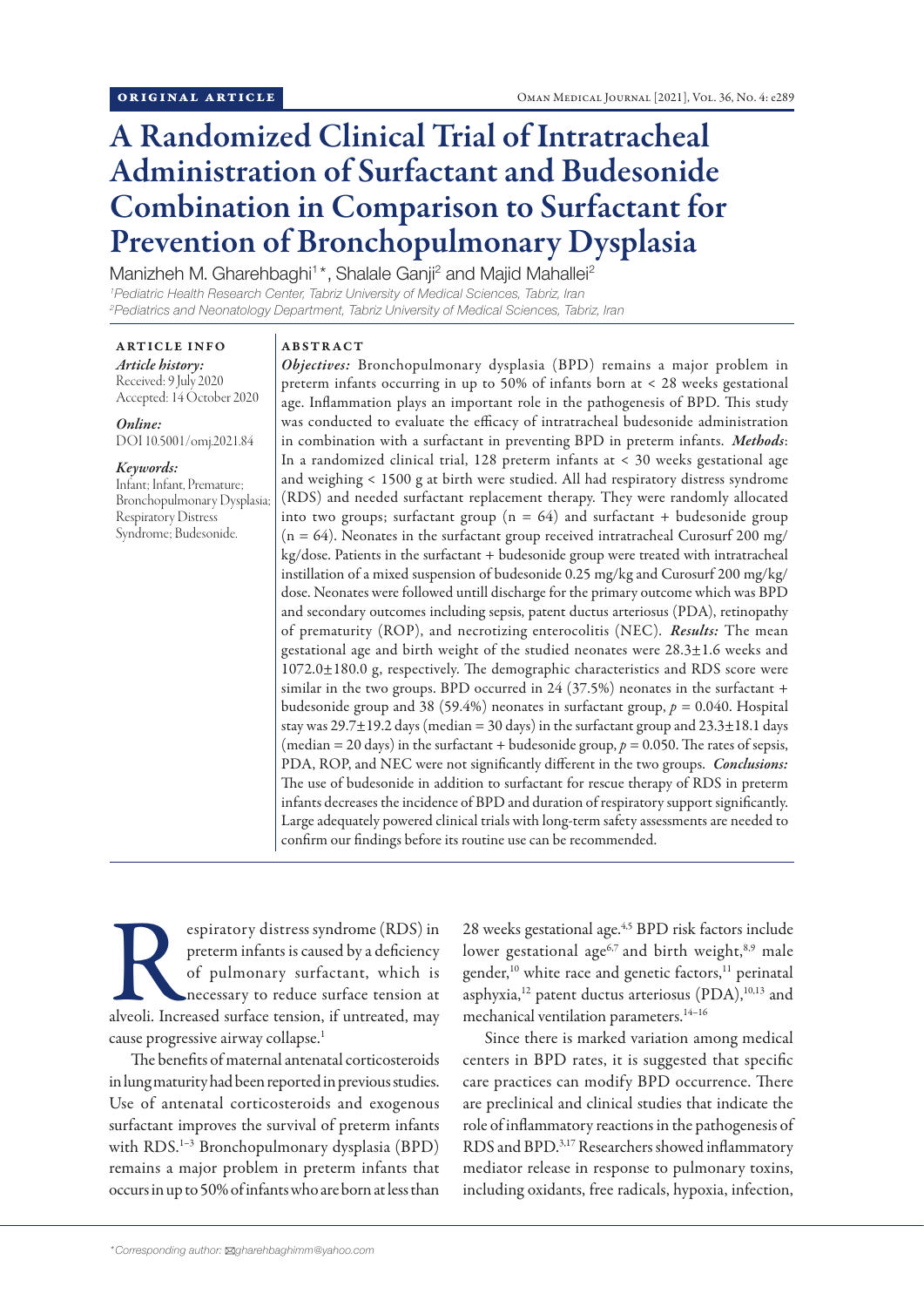ORIGINAL ARTICLE

# A Randomized Clinical Trial of Intratracheal Administration of Surfactant and Budesonide Combination in Comparison to Surfactant for Prevention of Bronchopulmonary Dysplasia

Manizheh M. Gharehbaghi[1]*, Shalale Ganji[2] and Majid Mahallei[2]

[1]*Pediatric Health Research Center, Tabriz University of Medical Sciences, Tabriz, Iran*
[2]*Pediatrics and Neonatology Department, Tabriz University of Medical Sciences, Tabriz, Iran*

**ARTICLE INFO**

*Article history:*
Received: 9 July 2020
Accepted: 14 October 2020

*Online:*
DOI 10.5001/omj.2021.84

*Keywords:*
Infant; Infant, Premature; Bronchopulmonary Dysplasia; Respiratory Distress Syndrome; Budesonide.

**ABSTRACT**

***Objectives:*** Bronchopulmonary dysplasia (BPD) remains a major problem in preterm infants occurring in up to 50% of infants born at < 28 weeks gestational age. Inflammation plays an important role in the pathogenesis of BPD. This study was conducted to evaluate the efficacy of intratracheal budesonide administration in combination with a surfactant in preventing BPD in preterm infants. ***Methods***: In a randomized clinical trial, 128 preterm infants at < 30 weeks gestational age and weighing < 1500 g at birth were studied. All had respiratory distress syndrome (RDS) and needed surfactant replacement therapy. They were randomly allocated into two groups; surfactant group (n = 64) and surfactant + budesonide group (n = 64). Neonates in the surfactant group received intratracheal Curosurf 200 mg/kg/dose. Patients in the surfactant + budesonide group were treated with intratracheal instillation of a mixed suspension of budesonide 0.25 mg/kg and Curosurf 200 mg/kg/dose. Neonates were followed untill discharge for the primary outcome which was BPD and secondary outcomes including sepsis, patent ductus arteriosus (PDA), retinopathy of prematurity (ROP), and necrotizing enterocolitis (NEC). ***Results:*** The mean gestational age and birth weight of the studied neonates were 28.3±1.6 weeks and 1072.0±180.0 g, respectively. The demographic characteristics and RDS score were similar in the two groups. BPD occurred in 24 (37.5%) neonates in the surfactant + budesonide group and 38 (59.4%) neonates in surfactant group, $p = 0.040$. Hospital stay was 29.7±19.2 days (median = 30 days) in the surfactant group and 23.3±18.1 days (median = 20 days) in the surfactant + budesonide group, $p = 0.050$. The rates of sepsis, PDA, ROP, and NEC were not significantly different in the two groups. ***Conclusions:*** The use of budesonide in addition to surfactant for rescue therapy of RDS in preterm infants decreases the incidence of BPD and duration of respiratory support significantly. Large adequately powered clinical trials with long-term safety assessments are needed to confirm our findings before its routine use can be recommended.

Respiratory distress syndrome (RDS) in preterm infants is caused by a deficiency of pulmonary surfactant, which is necessary to reduce surface tension at alveoli. Increased surface tension, if untreated, may cause progressive airway collapse.[1]

The benefits of maternal antenatal corticosteroids in lung maturity had been reported in previous studies. Use of antenatal corticosteroids and exogenous surfactant improves the survival of preterm infants with RDS.[1–3] Bronchopulmonary dysplasia (BPD) remains a major problem in preterm infants that occurs in up to 50% of infants who are born at less than 28 weeks gestational age.[4,5] BPD risk factors include lower gestational age[6,7] and birth weight,[8,9] male gender,[10] white race and genetic factors,[11] perinatal asphyxia,[12] patent ductus arteriosus (PDA),[10,13] and mechanical ventilation parameters.[14–16]

Since there is marked variation among medical centers in BPD rates, it is suggested that specific care practices can modify BPD occurrence. There are preclinical and clinical studies that indicate the role of inflammatory reactions in the pathogenesis of RDS and BPD.[3,17] Researchers showed inflammatory mediator release in response to pulmonary toxins, including oxidants, free radicals, hypoxia, infection,

*Corresponding author: gharehbaghimm@yahoo.com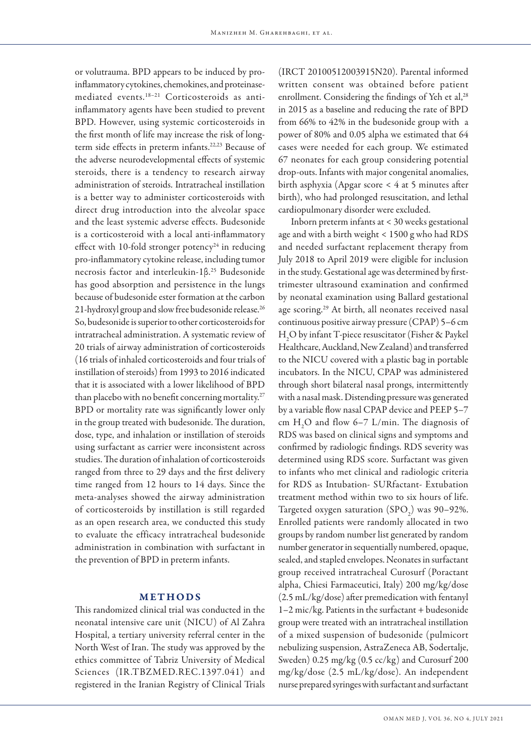or volutrauma. BPD appears to be induced by proinflammatory cytokines, chemokines, and proteinase-mediated events.[18–21] Corticosteroids as anti-inflammatory agents have been studied to prevent BPD. However, using systemic corticosteroids in the first month of life may increase the risk of long-term side effects in preterm infants.[22,23] Because of the adverse neurodevelopmental effects of systemic steroids, there is a tendency to research airway administration of steroids. Intratracheal instillation is a better way to administer corticosteroids with direct drug introduction into the alveolar space and the least systemic adverse effects. Budesonide is a corticosteroid with a local anti-inflammatory effect with 10-fold stronger potency[24] in reducing pro-inflammatory cytokine release, including tumor necrosis factor and interleukin-1β.[25] Budesonide has good absorption and persistence in the lungs because of budesonide ester formation at the carbon 21-hydroxyl group and slow free budesonide release.[26] So, budesonide is superior to other corticosteroids for intratracheal administration. A systematic review of 20 trials of airway administration of corticosteroids (16 trials of inhaled corticosteroids and four trials of instillation of steroids) from 1993 to 2016 indicated that it is associated with a lower likelihood of BPD than placebo with no benefit concerning mortality.[27] BPD or mortality rate was significantly lower only in the group treated with budesonide. The duration, dose, type, and inhalation or instillation of steroids using surfactant as carrier were inconsistent across studies. The duration of inhalation of corticosteroids ranged from three to 29 days and the first delivery time ranged from 12 hours to 14 days. Since the meta-analyses showed the airway administration of corticosteroids by instillation is still regarded as an open research area, we conducted this study to evaluate the efficacy intratracheal budesonide administration in combination with surfactant in the prevention of BPD in preterm infants.

## METHODS

This randomized clinical trial was conducted in the neonatal intensive care unit (NICU) of Al Zahra Hospital, a tertiary university referral center in the North West of Iran. The study was approved by the ethics committee of Tabriz University of Medical Sciences (IR.TBZMED.REC.1397.041) and registered in the Iranian Registry of Clinical Trials (IRCT 20100512003915N20). Parental informed written consent was obtained before patient enrollment. Considering the findings of Yeh et al,[28] in 2015 as a baseline and reducing the rate of BPD from 66% to 42% in the budesonide group with a power of 80% and 0.05 alpha we estimated that 64 cases were needed for each group. We estimated 67 neonates for each group considering potential drop-outs. Infants with major congenital anomalies, birth asphyxia (Apgar score < 4 at 5 minutes after birth), who had prolonged resuscitation, and lethal cardiopulmonary disorder were excluded.

Inborn preterm infants at < 30 weeks gestational age and with a birth weight < 1500 g who had RDS and needed surfactant replacement therapy from July 2018 to April 2019 were eligible for inclusion in the study. Gestational age was determined by first-trimester ultrasound examination and confirmed by neonatal examination using Ballard gestational age scoring.[29] At birth, all neonates received nasal continuous positive airway pressure (CPAP) 5–6 cm $H_2O$ by infant T-piece resuscitator (Fisher & Paykel Healthcare, Auckland, New Zealand) and transferred to the NICU covered with a plastic bag in portable incubators. In the NICU, CPAP was administered through short bilateral nasal prongs, intermittently with a nasal mask. Distending pressure was generated by a variable flow nasal CPAP device and PEEP 5–7 cm $H_2O$ and flow 6–7 L/min. The diagnosis of RDS was based on clinical signs and symptoms and confirmed by radiologic findings. RDS severity was determined using RDS score. Surfactant was given to infants who met clinical and radiologic criteria for RDS as Intubation- SURfactant- Extubation treatment method within two to six hours of life. Targeted oxygen saturation ($SPO_2$) was 90–92%. Enrolled patients were randomly allocated in two groups by random number list generated by random number generator in sequentially numbered, opaque, sealed, and stapled envelopes. Neonates in surfactant group received intratracheal Curosurf (Poractant alpha, Chiesi Farmaceutici, Italy) 200 mg/kg/dose (2.5 mL/kg/dose) after premedication with fentanyl 1–2 mic/kg. Patients in the surfactant + budesonide group were treated with an intratracheal instillation of a mixed suspension of budesonide (pulmicort nebulizing suspension, AstraZeneca AB, Sodertalje, Sweden) 0.25 mg/kg (0.5 cc/kg) and Curosurf 200 mg/kg/dose (2.5 mL/kg/dose). An independent nurse prepared syringes with surfactant and surfactant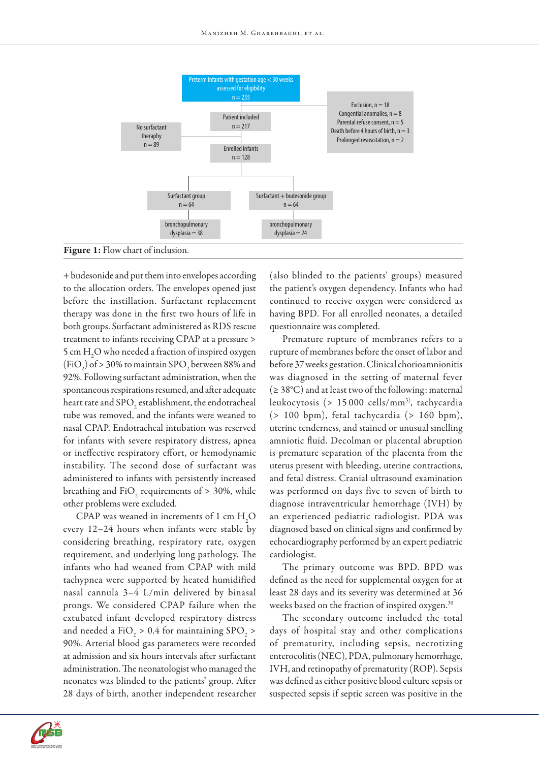Preterm infants with gestation age < 30 weeks assessed for eligibility
n = 235

Exclusion, n = 18
Congenital anomalies, n = 8
Parental refuse consent, n = 5
Death before 4 hours of birth, n = 3
Prolonged resuscitation, n = 2

Patient included
n = 217

No surfactant theraphy
n = 89

Enrolled infants
n = 128

Surfactant group
n = 64

Surfactant + budesonide group
n = 64

bronchopulmonary dysplasia = 38

bronchopulmonary dysplasia = 24

**Figure 1:** Flow chart of inclusion.

+ budesonide and put them into envelopes according to the allocation orders. The envelopes opened just before the instillation. Surfactant replacement therapy was done in the first two hours of life in both groups. Surfactant administered as RDS rescue treatment to infants receiving CPAP at a pressure > 5 cm $H_2O$ who needed a fraction of inspired oxygen ($FiO_2$) of > 30% to maintain $SPO_2$ between 88% and 92%. Following surfactant administration, when the spontaneous respirations resumed, and after adequate heart rate and $SPO_2$ establishment, the endotracheal tube was removed, and the infants were weaned to nasal CPAP. Endotracheal intubation was reserved for infants with severe respiratory distress, apnea or ineffective respiratory effort, or hemodynamic instability. The second dose of surfactant was administered to infants with persistently increased breathing and $FiO_2$ requirements of > 30%, while other problems were excluded.

CPAP was weaned in increments of 1 cm $H_2O$ every 12–24 hours when infants were stable by considering breathing, respiratory rate, oxygen requirement, and underlying lung pathology. The infants who had weaned from CPAP with mild tachypnea were supported by heated humidified nasal cannula 3–4 L/min delivered by binasal prongs. We considered CPAP failure when the extubated infant developed respiratory distress and needed a $FiO_2$ > 0.4 for maintaining $SPO_2$ > 90%. Arterial blood gas parameters were recorded at admission and six hours intervals after surfactant administration. The neonatologist who managed the neonates was blinded to the patients' group. After 28 days of birth, another independent researcher (also blinded to the patients' groups) measured the patient's oxygen dependency. Infants who had continued to receive oxygen were considered as having BPD. For all enrolled neonates, a detailed questionnaire was completed.

Premature rupture of membranes refers to a rupture of membranes before the onset of labor and before 37 weeks gestation. Clinical chorioamnionitis was diagnosed in the setting of maternal fever (≥ 38°C) and at least two of the following: maternal leukocytosis (> 15 000 cells/$mm^3$), tachycardia (> 100 bpm), fetal tachycardia (> 160 bpm), uterine tenderness, and stained or unusual smelling amniotic fluid. Decolman or placental abruption is premature separation of the placenta from the uterus present with bleeding, uterine contractions, and fetal distress. Cranial ultrasound examination was performed on days five to seven of birth to diagnose intraventricular hemorrhage (IVH) by an experienced pediatric radiologist. PDA was diagnosed based on clinical signs and confirmed by echocardiography performed by an expert pediatric cardiologist.

The primary outcome was BPD. BPD was defined as the need for supplemental oxygen for at least 28 days and its severity was determined at 36 weeks based on the fraction of inspired oxygen.[30]

The secondary outcome included the total days of hospital stay and other complications of prematurity, including sepsis, necrotizing enterocolitis (NEC), PDA, pulmonary hemorrhage, IVH, and retinopathy of prematurity (ROP). Sepsis was defined as either positive blood culture sepsis or suspected sepsis if septic screen was positive in the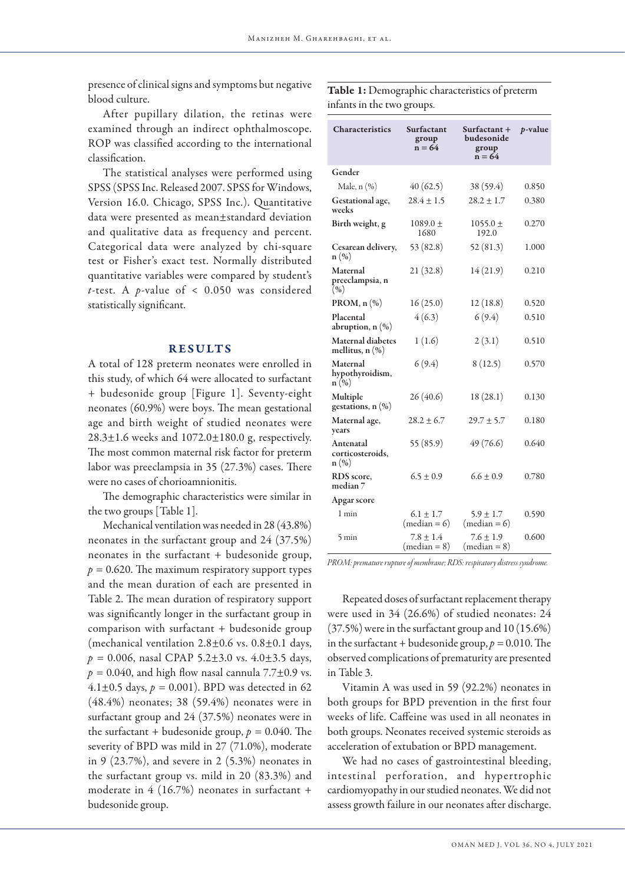presence of clinical signs and symptoms but negative blood culture.

After pupillary dilation, the retinas were examined through an indirect ophthalmoscope. ROP was classified according to the international classification.

The statistical analyses were performed using SPSS (SPSS Inc. Released 2007. SPSS for Windows, Version 16.0. Chicago, SPSS Inc.). Quantitative data were presented as mean±standard deviation and qualitative data as frequency and percent. Categorical data were analyzed by chi-square test or Fisher's exact test. Normally distributed quantitative variables were compared by student's *t*-test. A *p*-value of $< 0.050$ was considered statistically significant.

## RESULTS

A total of 128 preterm neonates were enrolled in this study, of which 64 were allocated to surfactant + budesonide group [Figure 1]. Seventy-eight neonates (60.9%) were boys. The mean gestational age and birth weight of studied neonates were 28.3±1.6 weeks and 1072.0±180.0 g, respectively. The most common maternal risk factor for preterm labor was preeclampsia in 35 (27.3%) cases. There were no cases of chorioamnionitis.

The demographic characteristics were similar in the two groups [Table 1].

Mechanical ventilation was needed in 28 (43.8%) neonates in the surfactant group and 24 (37.5%) neonates in the surfactant + budesonide group, $p = 0.620$. The maximum respiratory support types and the mean duration of each are presented in Table 2. The mean duration of respiratory support was significantly longer in the surfactant group in comparison with surfactant + budesonide group (mechanical ventilation 2.8±0.6 vs. 0.8±0.1 days, $p = 0.006$, nasal CPAP 5.2±3.0 vs. 4.0±3.5 days, $p = 0.040$, and high flow nasal cannula 7.7±0.9 vs. 4.1±0.5 days, $p = 0.001$). BPD was detected in 62 (48.4%) neonates; 38 (59.4%) neonates were in surfactant group and 24 (37.5%) neonates were in the surfactant + budesonide group, $p = 0.040$. The severity of BPD was mild in 27 (71.0%), moderate in 9 (23.7%), and severe in 2 (5.3%) neonates in the surfactant group vs. mild in 20 (83.3%) and moderate in 4 (16.7%) neonates in surfactant + budesonide group.

**Table 1:** Demographic characteristics of preterm infants in the two groups.

| Characteristics | Surfactant group n = 64 | Surfactant + budesonide group n = 64 | *p*-value |
|---|---|---|---|
| **Gender** | | | |
| Male, n (%) | 40 (62.5) | 38 (59.4) | 0.850 |
| **Gestational age, weeks** | 28.4 ± 1.5 | 28.2 ± 1.7 | 0.380 |
| **Birth weight, g** | 1089.0 ± 1680 | 1055.0 ± 192.0 | 0.270 |
| **Cesarean delivery, n (%)** | 53 (82.8) | 52 (81.3) | 1.000 |
| **Maternal preeclampsia, n (%)** | 21 (32.8) | 14 (21.9) | 0.210 |
| **PROM, n (%)** | 16 (25.0) | 12 (18.8) | 0.520 |
| **Placental abruption, n (%)** | 4 (6.3) | 6 (9.4) | 0.510 |
| **Maternal diabetes mellitus, n (%)** | 1 (1.6) | 2 (3.1) | 0.510 |
| **Maternal hypothyroidism, n (%)** | 6 (9.4) | 8 (12.5) | 0.570 |
| **Multiple gestations, n (%)** | 26 (40.6) | 18 (28.1) | 0.130 |
| **Maternal age, years** | 28.2 ± 6.7 | 29.7 ± 5.7 | 0.180 |
| **Antenatal corticosteroids, n (%)** | 55 (85.9) | 49 (76.6) | 0.640 |
| **RDS score, median 7** | 6.5 ± 0.9 | 6.6 ± 0.9 | 0.780 |
| **Apgar score** | | | |
| 1 min | 6.1 ± 1.7 (median = 6) | 5.9 ± 1.7 (median = 6) | 0.590 |
| 5 min | 7.8 ± 1.4 (median = 8) | 7.6 ± 1.9 (median = 8) | 0.600 |

*PROM: premature rupture of membrane; RDS: respiratory distress syndrome.*

Repeated doses of surfactant replacement therapy were used in 34 (26.6%) of studied neonates: 24 (37.5%) were in the surfactant group and 10 (15.6%) in the surfactant + budesonide group, $p = 0.010$. The observed complications of prematurity are presented in Table 3.

Vitamin A was used in 59 (92.2%) neonates in both groups for BPD prevention in the first four weeks of life. Caffeine was used in all neonates in both groups. Neonates received systemic steroids as acceleration of extubation or BPD management.

We had no cases of gastrointestinal bleeding, intestinal perforation, and hypertrophic cardiomyopathy in our studied neonates. We did not assess growth failure in our neonates after discharge.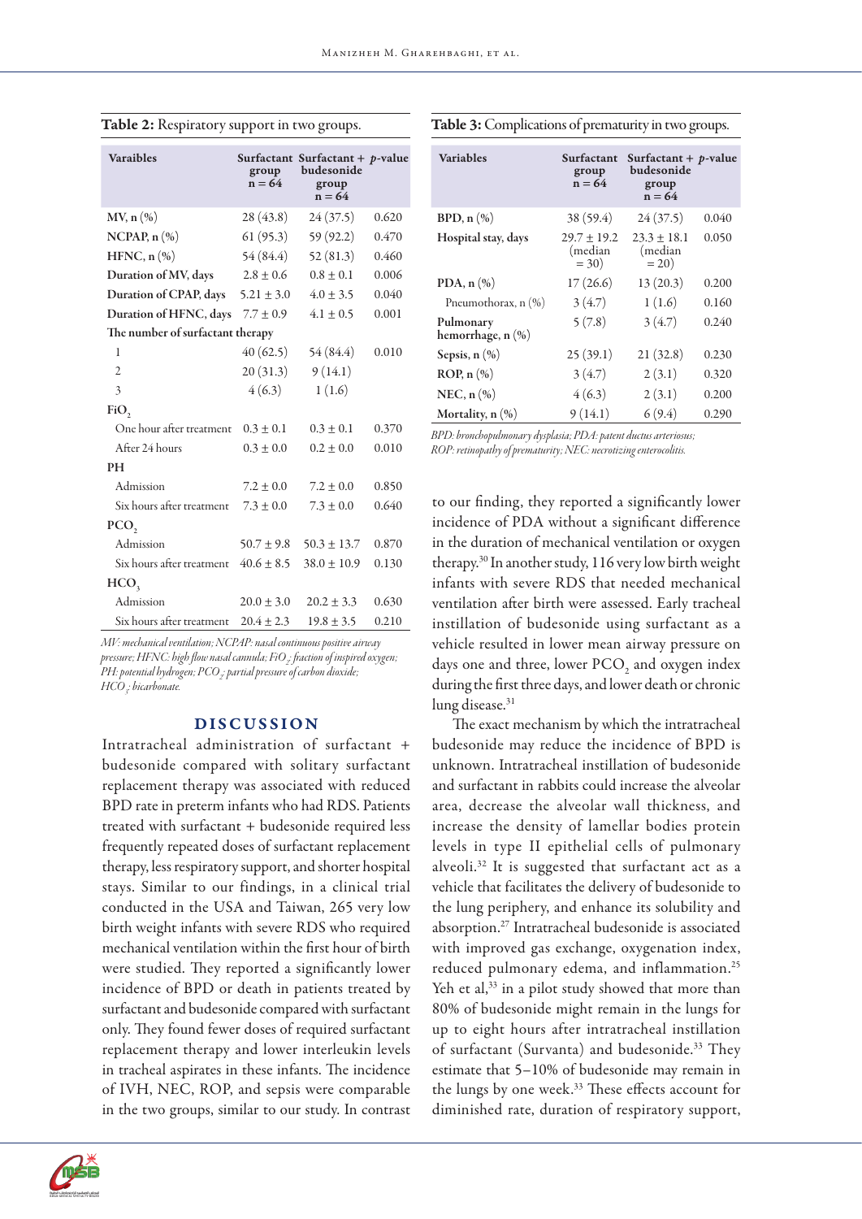**Table 2:** Respiratory support in two groups.

| Varaibles | Surfactant group n = 64 | Surfactant + budesonide group n = 64 | *p*-value |
|---|---|---|---|
| MV, n (%) | 28 (43.8) | 24 (37.5) | 0.620 |
| NCPAP, n (%) | 61 (95.3) | 59 (92.2) | 0.470 |
| HFNC, n (%) | 54 (84.4) | 52 (81.3) | 0.460 |
| Duration of MV, days | 2.8 ± 0.6 | 0.8 ± 0.1 | 0.006 |
| Duration of CPAP, days | 5.21 ± 3.0 | 4.0 ± 3.5 | 0.040 |
| Duration of HFNC, days | 7.7 ± 0.9 | 4.1 ± 0.5 | 0.001 |
| The number of surfactant therapy | | | |
| 1 | 40 (62.5) | 54 (84.4) | 0.010 |
| 2 | 20 (31.3) | 9 (14.1) | |
| 3 | 4 (6.3) | 1 (1.6) | |
| $FiO_2$ | | | |
| One hour after treatment | 0.3 ± 0.1 | 0.3 ± 0.1 | 0.370 |
| After 24 hours | 0.3 ± 0.0 | 0.2 ± 0.0 | 0.010 |
| PH | | | |
| Admission | 7.2 ± 0.0 | 7.2 ± 0.0 | 0.850 |
| Six hours after treatment | 7.3 ± 0.0 | 7.3 ± 0.0 | 0.640 |
| $PCO_2$ | | | |
| Admission | 50.7 ± 9.8 | 50.3 ± 13.7 | 0.870 |
| Six hours after treatment | 40.6 ± 8.5 | 38.0 ± 10.9 | 0.130 |
| $HCO_3$ | | | |
| Admission | 20.0 ± 3.0 | 20.2 ± 3.3 | 0.630 |
| Six hours after treatment | 20.4 ± 2.3 | 19.8 ± 3.5 | 0.210 |

*MV: mechanical ventilation; NCPAP: nasal continuous positive airway pressure; HFNC: high flow nasal cannula; $FiO_2$: fraction of inspired oxygen; PH: potential hydrogen; $PCO_2$: partial pressure of carbon dioxide; $HCO_3$: bicarbonate.*

**Table 3:** Complications of prematurity in two groups.

| Variables | Surfactant group n = 64 | Surfactant + budesonide group n = 64 | *p*-value |
|---|---|---|---|
| BPD, n (%) | 38 (59.4) | 24 (37.5) | 0.040 |
| Hospital stay, days | 29.7 ± 19.2 (median = 30) | 23.3 ± 18.1 (median = 20) | 0.050 |
| PDA, n (%) | 17 (26.6) | 13 (20.3) | 0.200 |
| Pneumothorax, n (%) | 3 (4.7) | 1 (1.6) | 0.160 |
| Pulmonary hemorrhage, n (%) | 5 (7.8) | 3 (4.7) | 0.240 |
| Sepsis, n (%) | 25 (39.1) | 21 (32.8) | 0.230 |
| ROP, n (%) | 3 (4.7) | 2 (3.1) | 0.320 |
| NEC, n (%) | 4 (6.3) | 2 (3.1) | 0.200 |
| Mortality, n (%) | 9 (14.1) | 6 (9.4) | 0.290 |

*BPD: bronchopulmonary dysplasia; PDA: patent ductus arteriosus; ROP: retinopathy of prematurity; NEC: necrotizing enterocolitis.*

## DISCUSSION

Intratracheal administration of surfactant + budesonide compared with solitary surfactant replacement therapy was associated with reduced BPD rate in preterm infants who had RDS. Patients treated with surfactant + budesonide required less frequently repeated doses of surfactant replacement therapy, less respiratory support, and shorter hospital stays. Similar to our findings, in a clinical trial conducted in the USA and Taiwan, 265 very low birth weight infants with severe RDS who required mechanical ventilation within the first hour of birth were studied. They reported a significantly lower incidence of BPD or death in patients treated by surfactant and budesonide compared with surfactant only. They found fewer doses of required surfactant replacement therapy and lower interleukin levels in tracheal aspirates in these infants. The incidence of IVH, NEC, ROP, and sepsis were comparable in the two groups, similar to our study. In contrast to our finding, they reported a significantly lower incidence of PDA without a significant difference in the duration of mechanical ventilation or oxygen therapy.[30] In another study, 116 very low birth weight infants with severe RDS that needed mechanical ventilation after birth were assessed. Early tracheal instillation of budesonide using surfactant as a vehicle resulted in lower mean airway pressure on days one and three, lower $PCO_2$ and oxygen index during the first three days, and lower death or chronic lung disease.[31]

The exact mechanism by which the intratracheal budesonide may reduce the incidence of BPD is unknown. Intratracheal instillation of budesonide and surfactant in rabbits could increase the alveolar area, decrease the alveolar wall thickness, and increase the density of lamellar bodies protein levels in type II epithelial cells of pulmonary alveoli.[32] It is suggested that surfactant act as a vehicle that facilitates the delivery of budesonide to the lung periphery, and enhance its solubility and absorption.[27] Intratracheal budesonide is associated with improved gas exchange, oxygenation index, reduced pulmonary edema, and inflammation.[25] Yeh et al,[33] in a pilot study showed that more than 80% of budesonide might remain in the lungs for up to eight hours after intratracheal instillation of surfactant (Survanta) and budesonide.[33] They estimate that 5–10% of budesonide may remain in the lungs by one week.[33] These effects account for diminished rate, duration of respiratory support,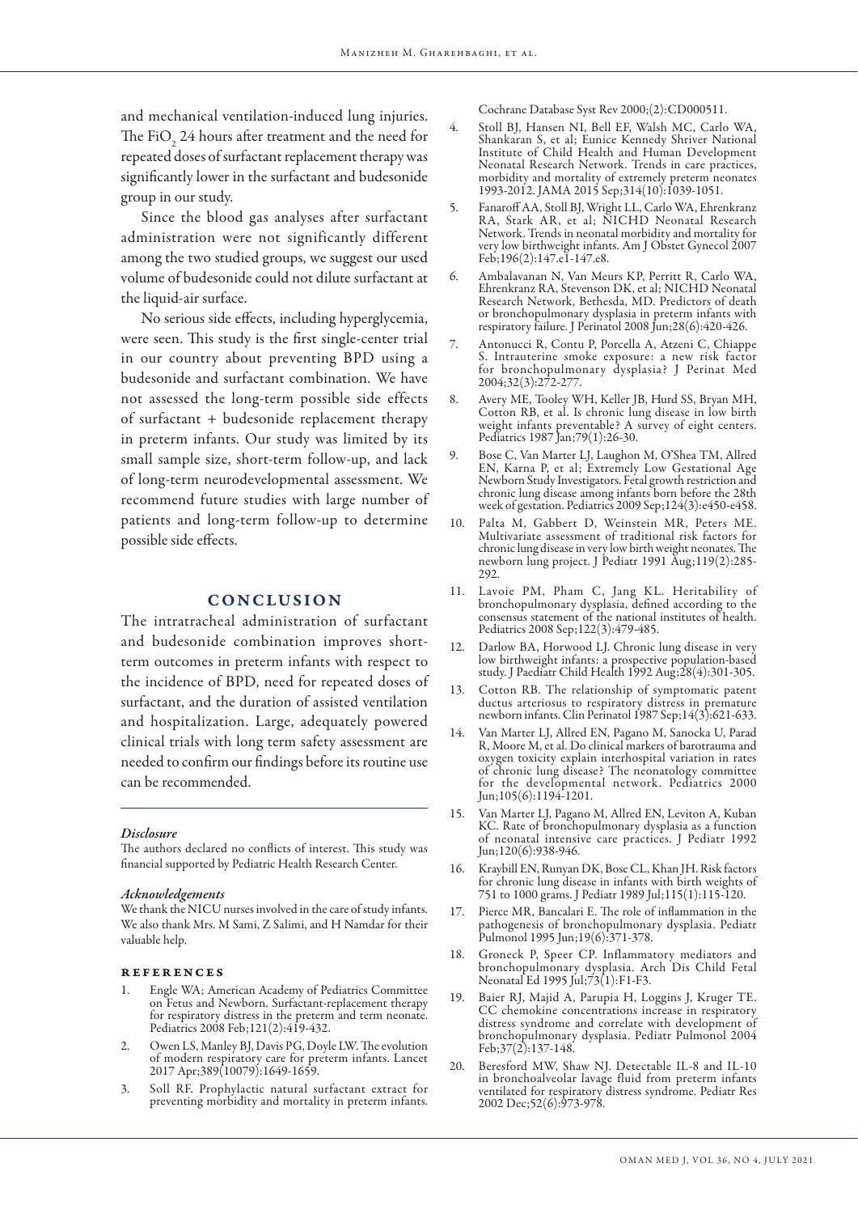and mechanical ventilation-induced lung injuries. The $FiO_2$ 24 hours after treatment and the need for repeated doses of surfactant replacement therapy was significantly lower in the surfactant and budesonide group in our study.

Since the blood gas analyses after surfactant administration were not significantly different among the two studied groups, we suggest our used volume of budesonide could not dilute surfactant at the liquid-air surface.

No serious side effects, including hyperglycemia, were seen. This study is the first single-center trial in our country about preventing BPD using a budesonide and surfactant combination. We have not assessed the long-term possible side effects of surfactant + budesonide replacement therapy in preterm infants. Our study was limited by its small sample size, short-term follow-up, and lack of long-term neurodevelopmental assessment. We recommend future studies with large number of patients and long-term follow-up to determine possible side effects.

## CONCLUSION

The intratracheal administration of surfactant and budesonide combination improves short-term outcomes in preterm infants with respect to the incidence of BPD, need for repeated doses of surfactant, and the duration of assisted ventilation and hospitalization. Large, adequately powered clinical trials with long term safety assessment are needed to confirm our findings before its routine use can be recommended.

### *Disclosure*

The authors declared no conflicts of interest. This study was financial supported by Pediatric Health Research Center.

### *Acknowledgements*

We thank the NICU nurses involved in the care of study infants. We also thank Mrs. M Sami, Z Salimi, and H Namdar for their valuable help.

## REFERENCES

1. Engle WA; American Academy of Pediatrics Committee on Fetus and Newborn. Surfactant-replacement therapy for respiratory distress in the preterm and term neonate. Pediatrics 2008 Feb;121(2):419-432.
2. Owen LS, Manley BJ, Davis PG, Doyle LW. The evolution of modern respiratory care for preterm infants. Lancet 2017 Apr;389(10079):1649-1659.
3. Soll RF. Prophylactic natural surfactant extract for preventing morbidity and mortality in preterm infants. Cochrane Database Syst Rev 2000;(2):CD000511.
4. Stoll BJ, Hansen NI, Bell EF, Walsh MC, Carlo WA, Shankaran S, et al; Eunice Kennedy Shriver National Institute of Child Health and Human Development Neonatal Research Network. Trends in care practices, morbidity and mortality of extremely preterm neonates 1993-2012. JAMA 2015 Sep;314(10):1039-1051.
5. Fanaroff AA, Stoll BJ, Wright LL, Carlo WA, Ehrenkranz RA, Stark AR, et al; NICHD Neonatal Research Network. Trends in neonatal morbidity and mortality for very low birthweight infants. Am J Obstet Gynecol 2007 Feb;196(2):147.e1-147.e8.
6. Ambalavanan N, Van Meurs KP, Perritt R, Carlo WA, Ehrenkranz RA, Stevenson DK, et al; NICHD Neonatal Research Network, Bethesda, MD. Predictors of death or bronchopulmonary dysplasia in preterm infants with respiratory failure. J Perinatol 2008 Jun;28(6):420-426.
7. Antonucci R, Contu P, Porcella A, Atzeni C, Chiappe S. Intrauterine smoke exposure: a new risk factor for bronchopulmonary dysplasia? J Perinat Med 2004;32(3):272-277.
8. Avery ME, Tooley WH, Keller JB, Hurd SS, Bryan MH, Cotton RB, et al. Is chronic lung disease in low birth weight infants preventable? A survey of eight centers. Pediatrics 1987 Jan;79(1):26-30.
9. Bose C, Van Marter LJ, Laughon M, O'Shea TM, Allred EN, Karna P, et al; Extremely Low Gestational Age Newborn Study Investigators. Fetal growth restriction and chronic lung disease among infants born before the 28th week of gestation. Pediatrics 2009 Sep;124(3):e450-e458.
10. Palta M, Gabbert D, Weinstein MR, Peters ME. Multivariate assessment of traditional risk factors for chronic lung disease in very low birth weight neonates. The newborn lung project. J Pediatr 1991 Aug;119(2):285-292.
11. Lavoie PM, Pham C, Jang KL. Heritability of bronchopulmonary dysplasia, defined according to the consensus statement of the national institutes of health. Pediatrics 2008 Sep;122(3):479-485.
12. Darlow BA, Horwood LJ. Chronic lung disease in very low birthweight infants: a prospective population-based study. J Paediatr Child Health 1992 Aug;28(4):301-305.
13. Cotton RB. The relationship of symptomatic patent ductus arteriosus to respiratory distress in premature newborn infants. Clin Perinatol 1987 Sep;14(3):621-633.
14. Van Marter LJ, Allred EN, Pagano M, Sanocka U, Parad R, Moore M, et al. Do clinical markers of barotrauma and oxygen toxicity explain interhospital variation in rates of chronic lung disease? The neonatology committee for the developmental network. Pediatrics 2000 Jun;105(6):1194-1201.
15. Van Marter LJ, Pagano M, Allred EN, Leviton A, Kuban KC. Rate of bronchopulmonary dysplasia as a function of neonatal intensive care practices. J Pediatr 1992 Jun;120(6):938-946.
16. Kraybill EN, Runyan DK, Bose CL, Khan JH. Risk factors for chronic lung disease in infants with birth weights of 751 to 1000 grams. J Pediatr 1989 Jul;115(1):115-120.
17. Pierce MR, Bancalari E. The role of inflammation in the pathogenesis of bronchopulmonary dysplasia. Pediatr Pulmonol 1995 Jun;19(6):371-378.
18. Groneck P, Speer CP. Inflammatory mediators and bronchopulmonary dysplasia. Arch Dis Child Fetal Neonatal Ed 1995 Jul;73(1):F1-F3.
19. Baier RJ, Majid A, Parupia H, Loggins J, Kruger TE. CC chemokine concentrations increase in respiratory distress syndrome and correlate with development of bronchopulmonary dysplasia. Pediatr Pulmonol 2004 Feb;37(2):137-148.
20. Beresford MW, Shaw NJ. Detectable IL-8 and IL-10 in bronchoalveolar lavage fluid from preterm infants ventilated for respiratory distress syndrome. Pediatr Res 2002 Dec;52(6):973-978.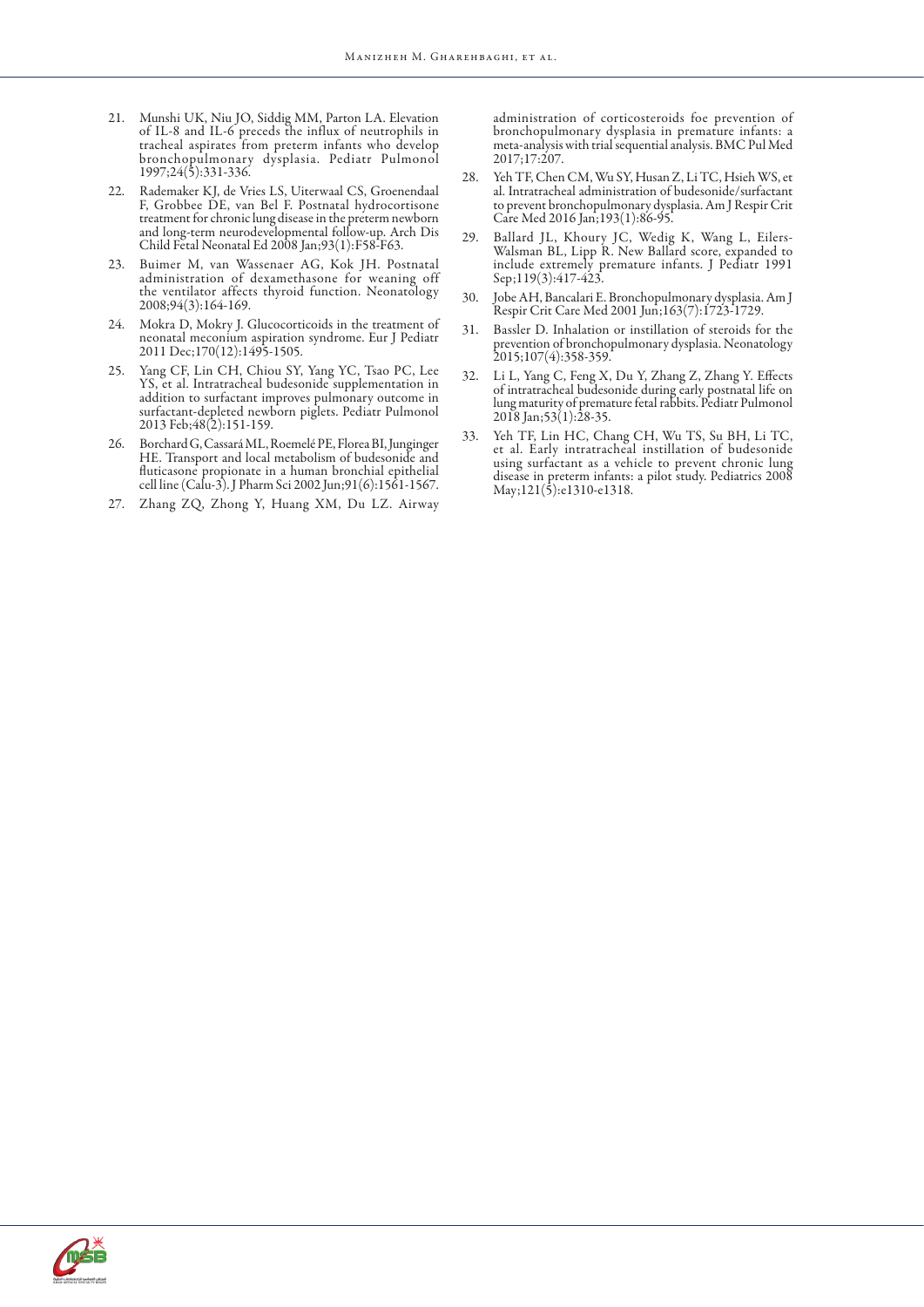21. Munshi UK, Niu JO, Siddig MM, Parton LA. Elevation of IL-8 and IL-6 preceds the influx of neutrophils in tracheal aspirates from preterm infants who develop bronchopulmonary dysplasia. Pediatr Pulmonol 1997;24(5):331-336.
22. Rademaker KJ, de Vries LS, Uiterwaal CS, Groenendaal F, Grobbee DE, van Bel F. Postnatal hydrocortisone treatment for chronic lung disease in the preterm newborn and long-term neurodevelopmental follow-up. Arch Dis Child Fetal Neonatal Ed 2008 Jan;93(1):F58-F63.
23. Buimer M, van Wassenaer AG, Kok JH. Postnatal administration of dexamethasone for weaning off the ventilator affects thyroid function. Neonatology 2008;94(3):164-169.
24. Mokra D, Mokry J. Glucocorticoids in the treatment of neonatal meconium aspiration syndrome. Eur J Pediatr 2011 Dec;170(12):1495-1505.
25. Yang CF, Lin CH, Chiou SY, Yang YC, Tsao PC, Lee YS, et al. Intratracheal budesonide supplementation in addition to surfactant improves pulmonary outcome in surfactant-depleted newborn piglets. Pediatr Pulmonol 2013 Feb;48(2):151-159.
26. Borchard G, Cassará ML, Roemelé PE, Florea BI, Junginger HE. Transport and local metabolism of budesonide and fluticasone propionate in a human bronchial epithelial cell line (Calu-3). J Pharm Sci 2002 Jun;91(6):1561-1567.
27. Zhang ZQ, Zhong Y, Huang XM, Du LZ. Airway administration of corticosteroids foe prevention of bronchopulmonary dysplasia in premature infants: a meta-analysis with trial sequential analysis. BMC Pul Med 2017;17:207.
28. Yeh TF, Chen CM, Wu SY, Husan Z, Li TC, Hsieh WS, et al. Intratracheal administration of budesonide/surfactant to prevent bronchopulmonary dysplasia. Am J Respir Crit Care Med 2016 Jan;193(1):86-95.
29. Ballard JL, Khoury JC, Wedig K, Wang L, Eilers-Walsman BL, Lipp R. New Ballard score, expanded to include extremely premature infants. J Pediatr 1991 Sep;119(3):417-423.
30. Jobe AH, Bancalari E. Bronchopulmonary dysplasia. Am J Respir Crit Care Med 2001 Jun;163(7):1723-1729.
31. Bassler D. Inhalation or instillation of steroids for the prevention of bronchopulmonary dysplasia. Neonatology 2015;107(4):358-359.
32. Li L, Yang C, Feng X, Du Y, Zhang Z, Zhang Y. Effects of intratracheal budesonide during early postnatal life on lung maturity of premature fetal rabbits. Pediatr Pulmonol 2018 Jan;53(1):28-35.
33. Yeh TF, Lin HC, Chang CH, Wu TS, Su BH, Li TC, et al. Early intratracheal instillation of budesonide using surfactant as a vehicle to prevent chronic lung disease in preterm infants: a pilot study. Pediatrics 2008 May;121(5):e1310-e1318.